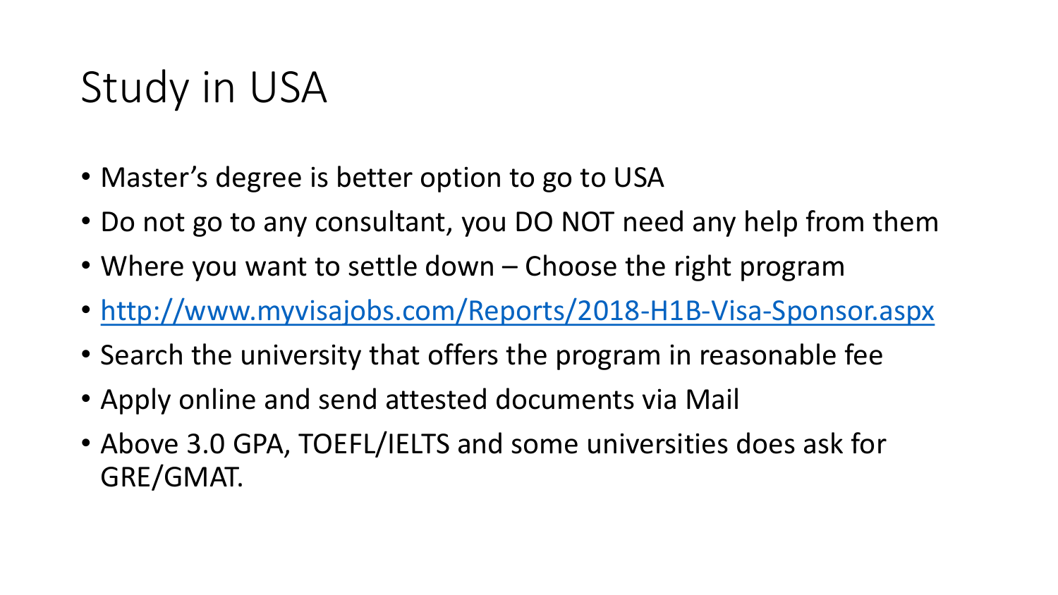# Study in USA

- Master's degree is better option to go to USA
- Do not go to any consultant, you DO NOT need any help from them
- Where you want to settle down – Choose the right program
- http://www.myvisajobs.com/Reports/2018-H1B-Visa-Sponsor.aspx
- Search the university that offers the program in reasonable fee
- Apply online and send attested documents via Mail
- Above 3.0 GPA, TOEFL/IELTS and some universities does ask for GRE/GMAT.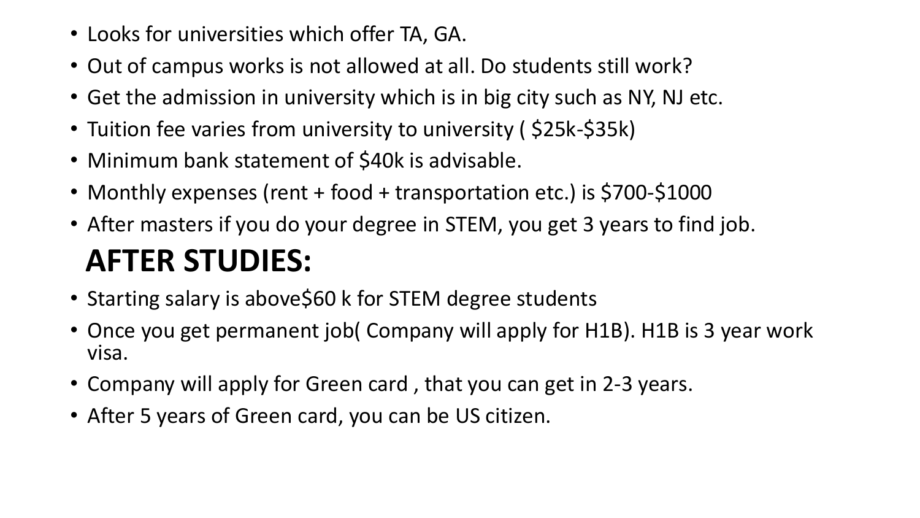- Looks for universities which offer TA, GA.
- Out of campus works is not allowed at all. Do students still work?
- Get the admission in university which is in big city such as NY, NJ etc.
- Tuition fee varies from university to university ( $25k-$35k)
- Minimum bank statement of $40k is advisable.
- Monthly expenses (rent + food + transportation etc.) is $700-$1000
- After masters if you do your degree in STEM, you get 3 years to find job.

## AFTER STUDIES:

- Starting salary is above$60 k for STEM degree students
- Once you get permanent job( Company will apply for H1B). H1B is 3 year work visa.
- Company will apply for Green card , that you can get in 2-3 years.
- After 5 years of Green card, you can be US citizen.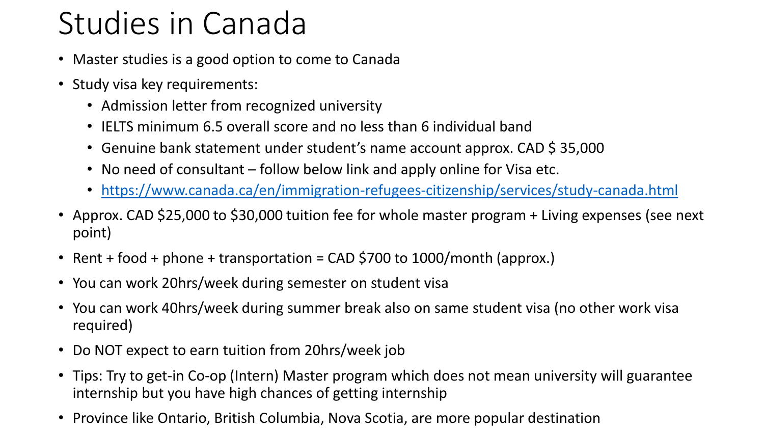# Studies in Canada

- Master studies is a good option to come to Canada
- Study visa key requirements:
  - Admission letter from recognized university
  - IELTS minimum 6.5 overall score and no less than 6 individual band
  - Genuine bank statement under student's name account approx. CAD $ 35,000
  - No need of consultant – follow below link and apply online for Visa etc.
  - https://www.canada.ca/en/immigration-refugees-citizenship/services/study-canada.html
- Approx. CAD $25,000 to $30,000 tuition fee for whole master program + Living expenses (see next point)
- Rent + food + phone + transportation = CAD $700 to 1000/month (approx.)
- You can work 20hrs/week during semester on student visa
- You can work 40hrs/week during summer break also on same student visa (no other work visa required)
- Do NOT expect to earn tuition from 20hrs/week job
- Tips: Try to get-in Co-op (Intern) Master program which does not mean university will guarantee internship but you have high chances of getting internship
- Province like Ontario, British Columbia, Nova Scotia, are more popular destination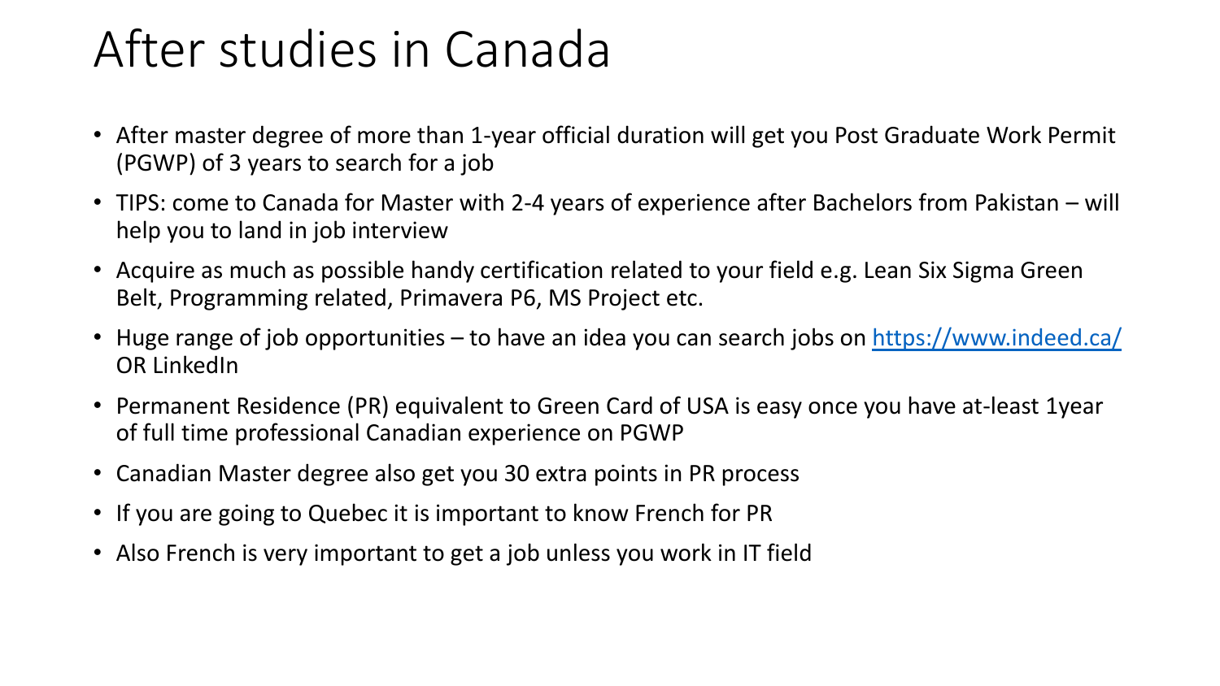# After studies in Canada

- After master degree of more than 1-year official duration will get you Post Graduate Work Permit (PGWP) of 3 years to search for a job
- TIPS: come to Canada for Master with 2-4 years of experience after Bachelors from Pakistan – will help you to land in job interview
- Acquire as much as possible handy certification related to your field e.g. Lean Six Sigma Green Belt, Programming related, Primavera P6, MS Project etc.
- Huge range of job opportunities – to have an idea you can search jobs on https://www.indeed.ca/ OR LinkedIn
- Permanent Residence (PR) equivalent to Green Card of USA is easy once you have at-least 1year of full time professional Canadian experience on PGWP
- Canadian Master degree also get you 30 extra points in PR process
- If you are going to Quebec it is important to know French for PR
- Also French is very important to get a job unless you work in IT field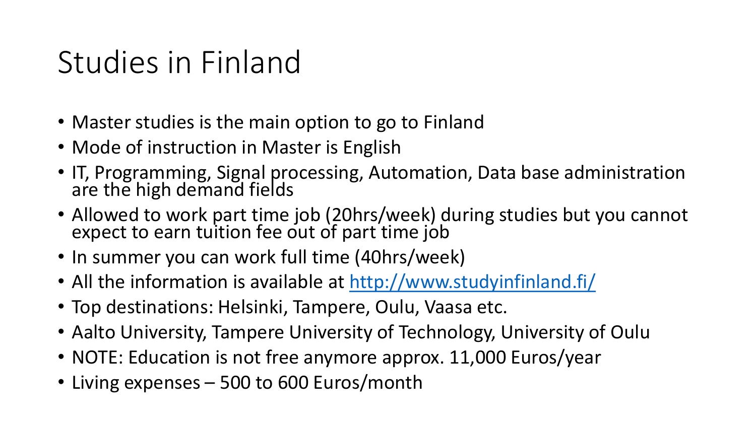# Studies in Finland

- Master studies is the main option to go to Finland
- Mode of instruction in Master is English
- IT, Programming, Signal processing, Automation, Data base administration are the high demand fields
- Allowed to work part time job (20hrs/week) during studies but you cannot expect to earn tuition fee out of part time job
- In summer you can work full time (40hrs/week)
- All the information is available at [http://www.studyinfinland.fi/](http://www.studyinfinland.fi/)
- Top destinations: Helsinki, Tampere, Oulu, Vaasa etc.
- Aalto University, Tampere University of Technology, University of Oulu
- NOTE: Education is not free anymore approx. 11,000 Euros/year
- Living expenses – 500 to 600 Euros/month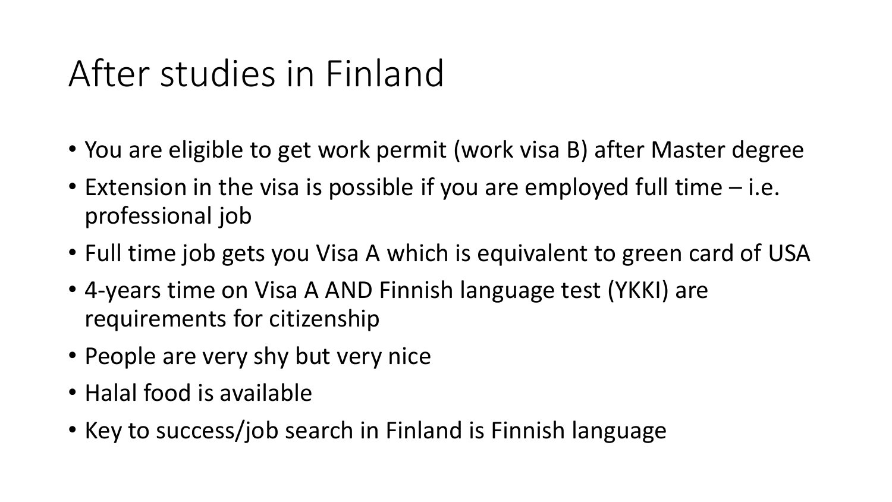# After studies in Finland

- You are eligible to get work permit (work visa B) after Master degree
- Extension in the visa is possible if you are employed full time – i.e. professional job
- Full time job gets you Visa A which is equivalent to green card of USA
- 4-years time on Visa A AND Finnish language test (YKKI) are requirements for citizenship
- People are very shy but very nice
- Halal food is available
- Key to success/job search in Finland is Finnish language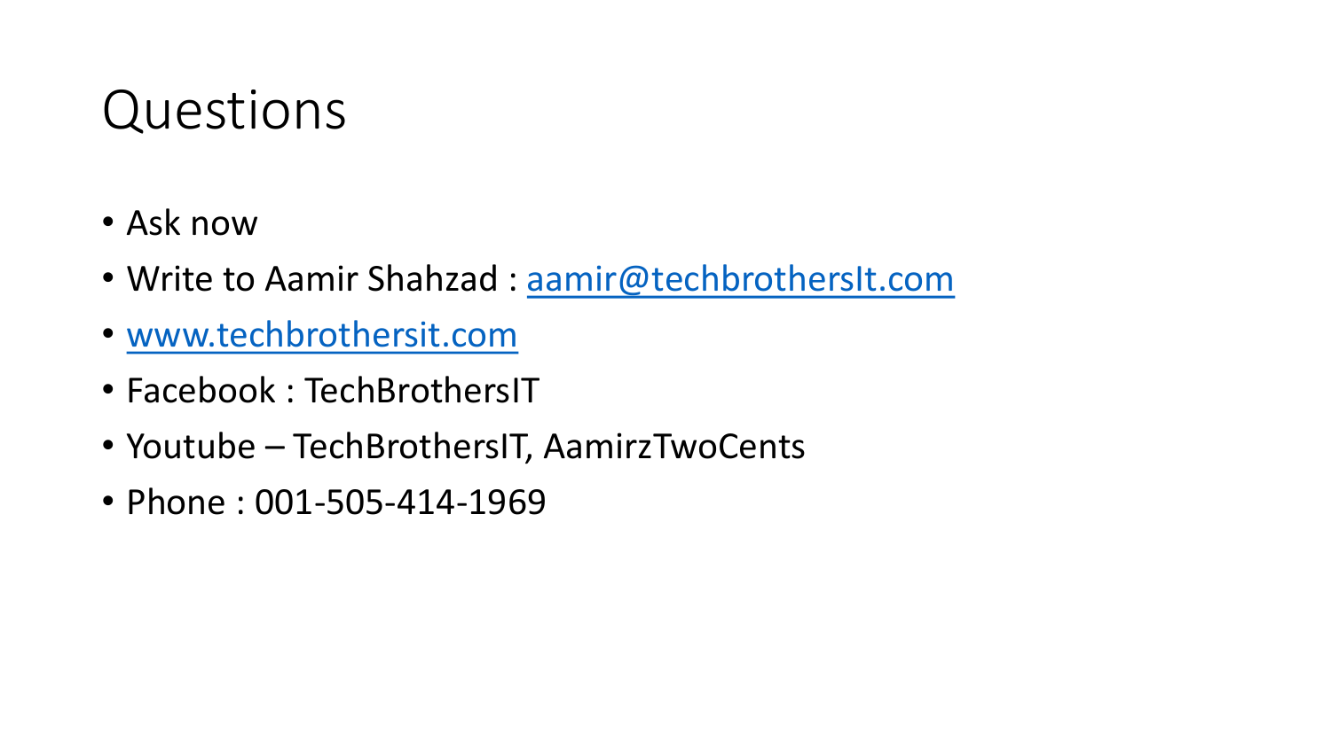# Questions

- Ask now
- Write to Aamir Shahzad : aamir@techbrothersIt.com
- www.techbrothersit.com
- Facebook : TechBrothersIT
- Youtube – TechBrothersIT, AamirzTwoCents
- Phone : 001-505-414-1969